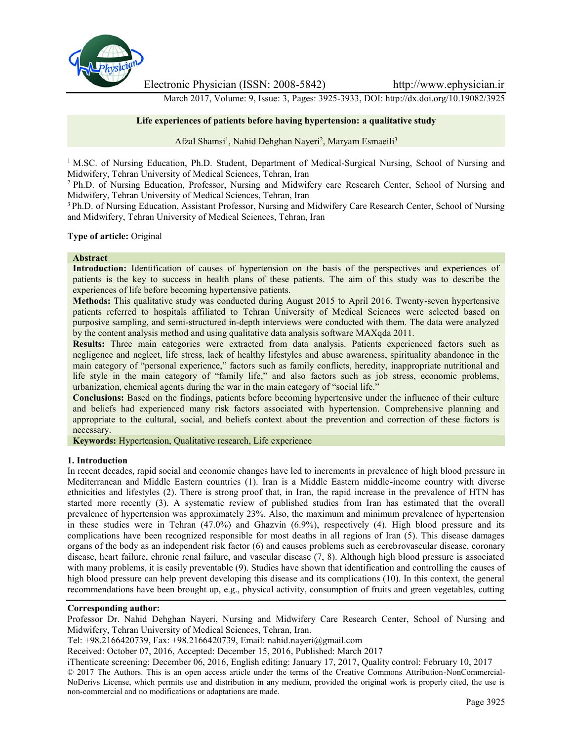Electronic Physician (ISSN: 2008-5842) http://www.ephysician.ir

March 2017, Volume: 9, Issue: 3, Pages: 3925-3933, DOI: http://dx.doi.org/10.19082/3925

# Life experiences of patients before having hypertension: a qualitative study

Afzal Shamsi[1], Nahid Dehghan Nayeri[2], Maryam Esmaeili[3]

[1] M.SC. of Nursing Education, Ph.D. Student, Department of Medical-Surgical Nursing, School of Nursing and Midwifery, Tehran University of Medical Sciences, Tehran, Iran

[2] Ph.D. of Nursing Education, Professor, Nursing and Midwifery care Research Center, School of Nursing and Midwifery, Tehran University of Medical Sciences, Tehran, Iran

[3] Ph.D. of Nursing Education, Assistant Professor, Nursing and Midwifery Care Research Center, School of Nursing and Midwifery, Tehran University of Medical Sciences, Tehran, Iran

**Type of article:** Original

## Abstract

**Introduction:** Identification of causes of hypertension on the basis of the perspectives and experiences of patients is the key to success in health plans of these patients. The aim of this study was to describe the experiences of life before becoming hypertensive patients.

**Methods:** This qualitative study was conducted during August 2015 to April 2016. Twenty-seven hypertensive patients referred to hospitals affiliated to Tehran University of Medical Sciences were selected based on purposive sampling, and semi-structured in-depth interviews were conducted with them. The data were analyzed by the content analysis method and using qualitative data analysis software MAXqda 2011.

**Results:** Three main categories were extracted from data analysis. Patients experienced factors such as negligence and neglect, life stress, lack of healthy lifestyles and abuse awareness, spirituality abandonee in the main category of "personal experience," factors such as family conflicts, heredity, inappropriate nutritional and life style in the main category of "family life," and also factors such as job stress, economic problems, urbanization, chemical agents during the war in the main category of "social life."

**Conclusions:** Based on the findings, patients before becoming hypertensive under the influence of their culture and beliefs had experienced many risk factors associated with hypertension. Comprehensive planning and appropriate to the cultural, social, and beliefs context about the prevention and correction of these factors is necessary.

**Keywords:** Hypertension, Qualitative research, Life experience

## 1. Introduction

In recent decades, rapid social and economic changes have led to increments in prevalence of high blood pressure in Mediterranean and Middle Eastern countries (1). Iran is a Middle Eastern middle-income country with diverse ethnicities and lifestyles (2). There is strong proof that, in Iran, the rapid increase in the prevalence of HTN has started more recently (3). A systematic review of published studies from Iran has estimated that the overall prevalence of hypertension was approximately 23%. Also, the maximum and minimum prevalence of hypertension in these studies were in Tehran (47.0%) and Ghazvin (6.9%), respectively (4). High blood pressure and its complications have been recognized responsible for most deaths in all regions of Iran (5). This disease damages organs of the body as an independent risk factor (6) and causes problems such as cerebrovascular disease, coronary disease, heart failure, chronic renal failure, and vascular disease (7, 8). Although high blood pressure is associated with many problems, it is easily preventable (9). Studies have shown that identification and controlling the causes of high blood pressure can help prevent developing this disease and its complications (10). In this context, the general recommendations have been brought up, e.g., physical activity, consumption of fruits and green vegetables, cutting

**Corresponding author:**

Professor Dr. Nahid Dehghan Nayeri, Nursing and Midwifery Care Research Center, School of Nursing and Midwifery, Tehran University of Medical Sciences, Tehran, Iran.

Tel: +98.2166420739, Fax: +98.2166420739, Email: nahid.nayeri@gmail.com

Received: October 07, 2016, Accepted: December 15, 2016, Published: March 2017

iThenticate screening: December 06, 2016, English editing: January 17, 2017, Quality control: February 10, 2017

© 2017 The Authors. This is an open access article under the terms of the Creative Commons Attribution-NonCommercial-NoDerivs License, which permits use and distribution in any medium, provided the original work is properly cited, the use is non-commercial and no modifications or adaptations are made.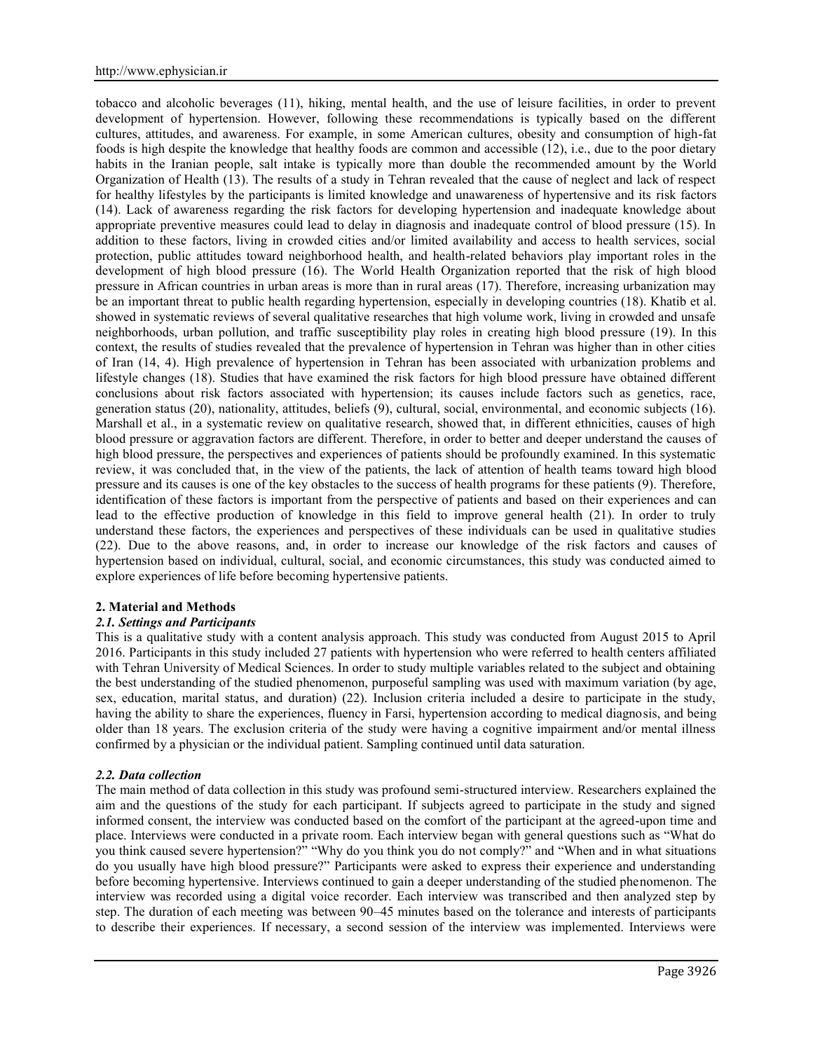tobacco and alcoholic beverages (11), hiking, mental health, and the use of leisure facilities, in order to prevent development of hypertension. However, following these recommendations is typically based on the different cultures, attitudes, and awareness. For example, in some American cultures, obesity and consumption of high-fat foods is high despite the knowledge that healthy foods are common and accessible (12), i.e., due to the poor dietary habits in the Iranian people, salt intake is typically more than double the recommended amount by the World Organization of Health (13). The results of a study in Tehran revealed that the cause of neglect and lack of respect for healthy lifestyles by the participants is limited knowledge and unawareness of hypertensive and its risk factors (14). Lack of awareness regarding the risk factors for developing hypertension and inadequate knowledge about appropriate preventive measures could lead to delay in diagnosis and inadequate control of blood pressure (15). In addition to these factors, living in crowded cities and/or limited availability and access to health services, social protection, public attitudes toward neighborhood health, and health-related behaviors play important roles in the development of high blood pressure (16). The World Health Organization reported that the risk of high blood pressure in African countries in urban areas is more than in rural areas (17). Therefore, increasing urbanization may be an important threat to public health regarding hypertension, especially in developing countries (18). Khatib et al. showed in systematic reviews of several qualitative researches that high volume work, living in crowded and unsafe neighborhoods, urban pollution, and traffic susceptibility play roles in creating high blood pressure (19). In this context, the results of studies revealed that the prevalence of hypertension in Tehran was higher than in other cities of Iran (14, 4). High prevalence of hypertension in Tehran has been associated with urbanization problems and lifestyle changes (18). Studies that have examined the risk factors for high blood pressure have obtained different conclusions about risk factors associated with hypertension; its causes include factors such as genetics, race, generation status (20), nationality, attitudes, beliefs (9), cultural, social, environmental, and economic subjects (16). Marshall et al., in a systematic review on qualitative research, showed that, in different ethnicities, causes of high blood pressure or aggravation factors are different. Therefore, in order to better and deeper understand the causes of high blood pressure, the perspectives and experiences of patients should be profoundly examined. In this systematic review, it was concluded that, in the view of the patients, the lack of attention of health teams toward high blood pressure and its causes is one of the key obstacles to the success of health programs for these patients (9). Therefore, identification of these factors is important from the perspective of patients and based on their experiences and can lead to the effective production of knowledge in this field to improve general health (21). In order to truly understand these factors, the experiences and perspectives of these individuals can be used in qualitative studies (22). Due to the above reasons, and, in order to increase our knowledge of the risk factors and causes of hypertension based on individual, cultural, social, and economic circumstances, this study was conducted aimed to explore experiences of life before becoming hypertensive patients.

## 2. Material and Methods

### *2.1. Settings and Participants*

This is a qualitative study with a content analysis approach. This study was conducted from August 2015 to April 2016. Participants in this study included 27 patients with hypertension who were referred to health centers affiliated with Tehran University of Medical Sciences. In order to study multiple variables related to the subject and obtaining the best understanding of the studied phenomenon, purposeful sampling was used with maximum variation (by age, sex, education, marital status, and duration) (22). Inclusion criteria included a desire to participate in the study, having the ability to share the experiences, fluency in Farsi, hypertension according to medical diagnosis, and being older than 18 years. The exclusion criteria of the study were having a cognitive impairment and/or mental illness confirmed by a physician or the individual patient. Sampling continued until data saturation.

### *2.2. Data collection*

The main method of data collection in this study was profound semi-structured interview. Researchers explained the aim and the questions of the study for each participant. If subjects agreed to participate in the study and signed informed consent, the interview was conducted based on the comfort of the participant at the agreed-upon time and place. Interviews were conducted in a private room. Each interview began with general questions such as "What do you think caused severe hypertension?" "Why do you think you do not comply?" and "When and in what situations do you usually have high blood pressure?" Participants were asked to express their experience and understanding before becoming hypertensive. Interviews continued to gain a deeper understanding of the studied phenomenon. The interview was recorded using a digital voice recorder. Each interview was transcribed and then analyzed step by step. The duration of each meeting was between 90–45 minutes based on the tolerance and interests of participants to describe their experiences. If necessary, a second session of the interview was implemented. Interviews were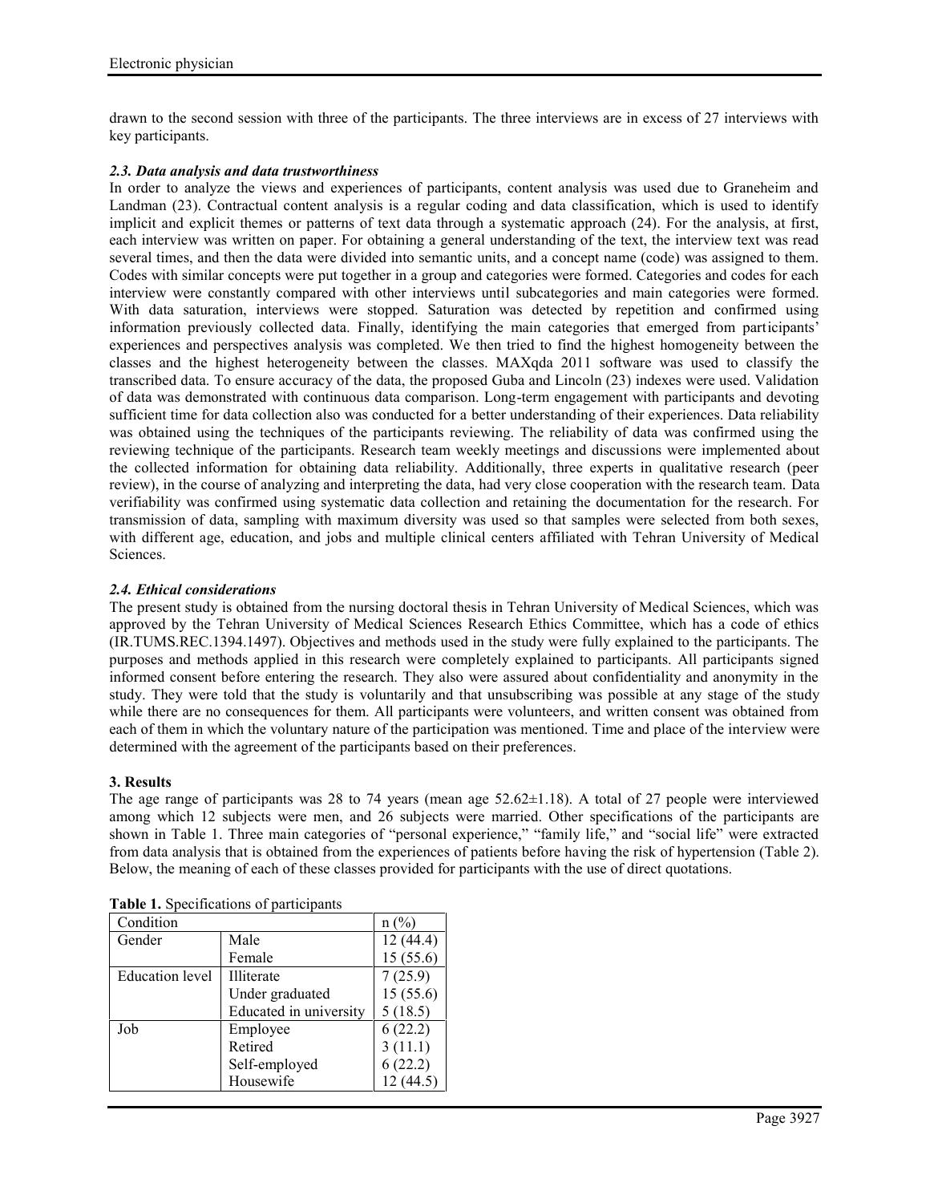drawn to the second session with three of the participants. The three interviews are in excess of 27 interviews with key participants.

### *2.3. Data analysis and data trustworthiness*

In order to analyze the views and experiences of participants, content analysis was used due to Graneheim and Landman (23). Contractual content analysis is a regular coding and data classification, which is used to identify implicit and explicit themes or patterns of text data through a systematic approach (24). For the analysis, at first, each interview was written on paper. For obtaining a general understanding of the text, the interview text was read several times, and then the data were divided into semantic units, and a concept name (code) was assigned to them. Codes with similar concepts were put together in a group and categories were formed. Categories and codes for each interview were constantly compared with other interviews until subcategories and main categories were formed. With data saturation, interviews were stopped. Saturation was detected by repetition and confirmed using information previously collected data. Finally, identifying the main categories that emerged from participants' experiences and perspectives analysis was completed. We then tried to find the highest homogeneity between the classes and the highest heterogeneity between the classes. MAXqda 2011 software was used to classify the transcribed data. To ensure accuracy of the data, the proposed Guba and Lincoln (23) indexes were used. Validation of data was demonstrated with continuous data comparison. Long-term engagement with participants and devoting sufficient time for data collection also was conducted for a better understanding of their experiences. Data reliability was obtained using the techniques of the participants reviewing. The reliability of data was confirmed using the reviewing technique of the participants. Research team weekly meetings and discussions were implemented about the collected information for obtaining data reliability. Additionally, three experts in qualitative research (peer review), in the course of analyzing and interpreting the data, had very close cooperation with the research team. Data verifiability was confirmed using systematic data collection and retaining the documentation for the research. For transmission of data, sampling with maximum diversity was used so that samples were selected from both sexes, with different age, education, and jobs and multiple clinical centers affiliated with Tehran University of Medical Sciences.

### *2.4. Ethical considerations*

The present study is obtained from the nursing doctoral thesis in Tehran University of Medical Sciences, which was approved by the Tehran University of Medical Sciences Research Ethics Committee, which has a code of ethics (IR.TUMS.REC.1394.1497). Objectives and methods used in the study were fully explained to the participants. The purposes and methods applied in this research were completely explained to participants. All participants signed informed consent before entering the research. They also were assured about confidentiality and anonymity in the study. They were told that the study is voluntarily and that unsubscribing was possible at any stage of the study while there are no consequences for them. All participants were volunteers, and written consent was obtained from each of them in which the voluntary nature of the participation was mentioned. Time and place of the interview were determined with the agreement of the participants based on their preferences.

## 3. Results

The age range of participants was 28 to 74 years (mean age 52.62±1.18). A total of 27 people were interviewed among which 12 subjects were men, and 26 subjects were married. Other specifications of the participants are shown in Table 1. Three main categories of "personal experience," "family life," and "social life" were extracted from data analysis that is obtained from the experiences of patients before having the risk of hypertension (Table 2). Below, the meaning of each of these classes provided for participants with the use of direct quotations.

**Table 1.** Specifications of participants

| Condition | | n (%) |
|---|---|---|
| Gender | Male | 12 (44.4) |
| | Female | 15 (55.6) |
| Education level | Illiterate | 7 (25.9) |
| | Under graduated | 15 (55.6) |
| | Educated in university | 5 (18.5) |
| Job | Employee | 6 (22.2) |
| | Retired | 3 (11.1) |
| | Self-employed | 6 (22.2) |
| | Housewife | 12 (44.5) |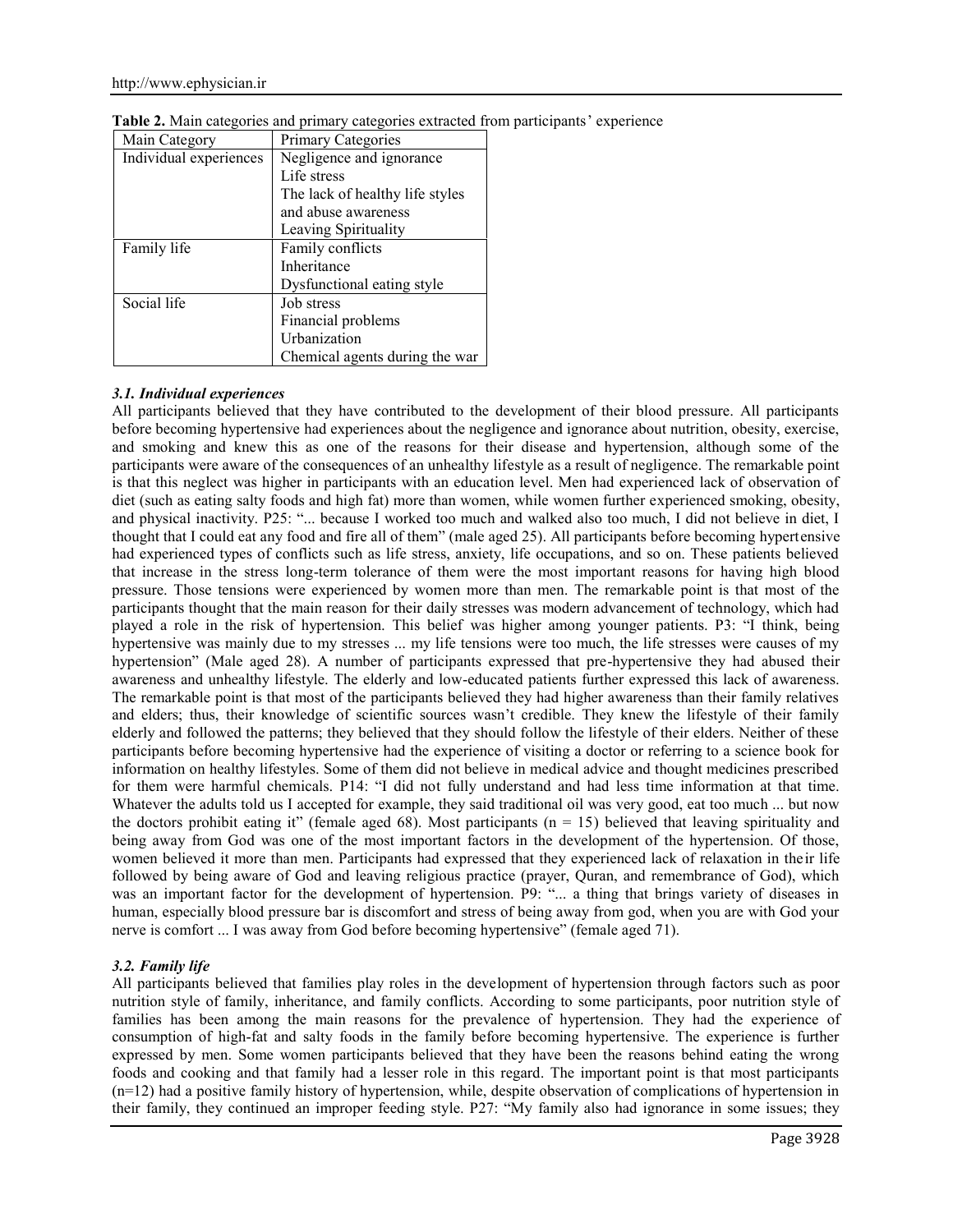**Table 2.** Main categories and primary categories extracted from participants' experience

| Main Category | Primary Categories |
|---|---|
| Individual experiences | Negligence and ignorance<br>Life stress<br>The lack of healthy life styles and abuse awareness<br>Leaving Spirituality |
| Family life | Family conflicts<br>Inheritance<br>Dysfunctional eating style |
| Social life | Job stress<br>Financial problems<br>Urbanization<br>Chemical agents during the war |

### *3.1. Individual experiences*

All participants believed that they have contributed to the development of their blood pressure. All participants before becoming hypertensive had experiences about the negligence and ignorance about nutrition, obesity, exercise, and smoking and knew this as one of the reasons for their disease and hypertension, although some of the participants were aware of the consequences of an unhealthy lifestyle as a result of negligence. The remarkable point is that this neglect was higher in participants with an education level. Men had experienced lack of observation of diet (such as eating salty foods and high fat) more than women, while women further experienced smoking, obesity, and physical inactivity. P25: "... because I worked too much and walked also too much, I did not believe in diet, I thought that I could eat any food and fire all of them" (male aged 25). All participants before becoming hypertensive had experienced types of conflicts such as life stress, anxiety, life occupations, and so on. These patients believed that increase in the stress long-term tolerance of them were the most important reasons for having high blood pressure. Those tensions were experienced by women more than men. The remarkable point is that most of the participants thought that the main reason for their daily stresses was modern advancement of technology, which had played a role in the risk of hypertension. This belief was higher among younger patients. P3: "I think, being hypertensive was mainly due to my stresses ... my life tensions were too much, the life stresses were causes of my hypertension" (Male aged 28). A number of participants expressed that pre-hypertensive they had abused their awareness and unhealthy lifestyle. The elderly and low-educated patients further expressed this lack of awareness. The remarkable point is that most of the participants believed they had higher awareness than their family relatives and elders; thus, their knowledge of scientific sources wasn't credible. They knew the lifestyle of their family elderly and followed the patterns; they believed that they should follow the lifestyle of their elders. Neither of these participants before becoming hypertensive had the experience of visiting a doctor or referring to a science book for information on healthy lifestyles. Some of them did not believe in medical advice and thought medicines prescribed for them were harmful chemicals. P14: "I did not fully understand and had less time information at that time. Whatever the adults told us I accepted for example, they said traditional oil was very good, eat too much ... but now the doctors prohibit eating it" (female aged 68). Most participants (n = 15) believed that leaving spirituality and being away from God was one of the most important factors in the development of the hypertension. Of those, women believed it more than men. Participants had expressed that they experienced lack of relaxation in their life followed by being aware of God and leaving religious practice (prayer, Quran, and remembrance of God), which was an important factor for the development of hypertension. P9: "... a thing that brings variety of diseases in human, especially blood pressure bar is discomfort and stress of being away from god, when you are with God your nerve is comfort ... I was away from God before becoming hypertensive" (female aged 71).

### *3.2. Family life*

All participants believed that families play roles in the development of hypertension through factors such as poor nutrition style of family, inheritance, and family conflicts. According to some participants, poor nutrition style of families has been among the main reasons for the prevalence of hypertension. They had the experience of consumption of high-fat and salty foods in the family before becoming hypertensive. The experience is further expressed by men. Some women participants believed that they have been the reasons behind eating the wrong foods and cooking and that family had a lesser role in this regard. The important point is that most participants (n=12) had a positive family history of hypertension, while, despite observation of complications of hypertension in their family, they continued an improper feeding style. P27: "My family also had ignorance in some issues; they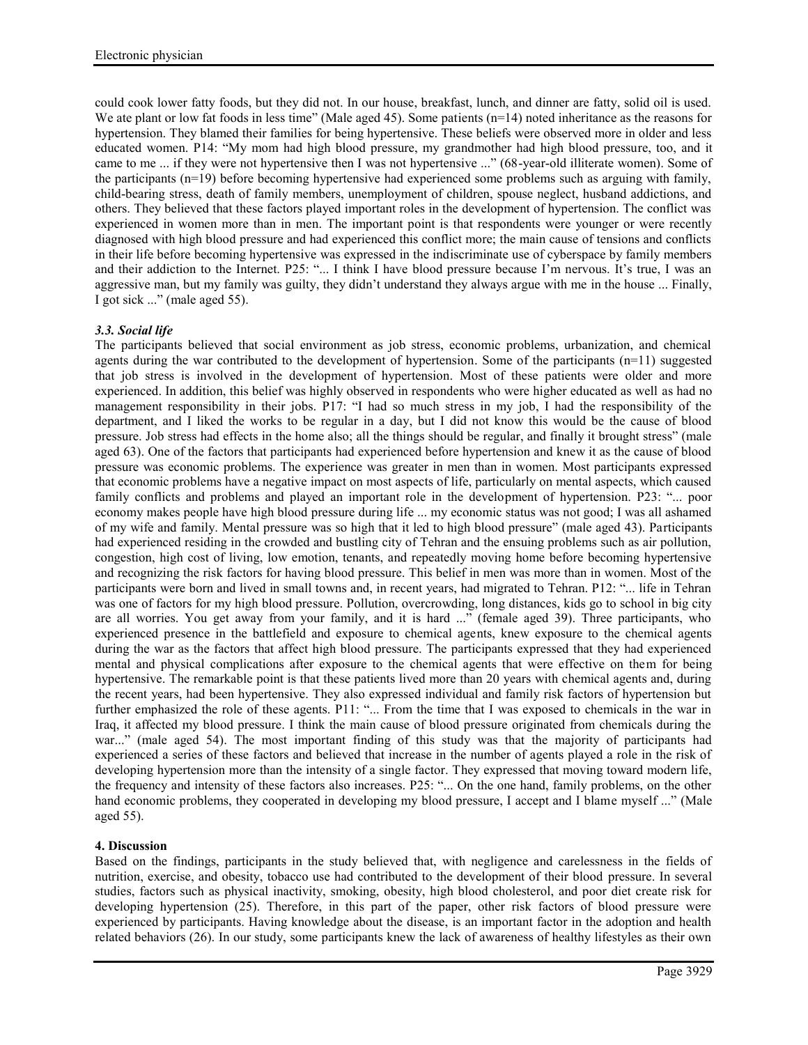could cook lower fatty foods, but they did not. In our house, breakfast, lunch, and dinner are fatty, solid oil is used. We ate plant or low fat foods in less time" (Male aged 45). Some patients (n=14) noted inheritance as the reasons for hypertension. They blamed their families for being hypertensive. These beliefs were observed more in older and less educated women. P14: "My mom had high blood pressure, my grandmother had high blood pressure, too, and it came to me ... if they were not hypertensive then I was not hypertensive ..." (68-year-old illiterate women). Some of the participants (n=19) before becoming hypertensive had experienced some problems such as arguing with family, child-bearing stress, death of family members, unemployment of children, spouse neglect, husband addictions, and others. They believed that these factors played important roles in the development of hypertension. The conflict was experienced in women more than in men. The important point is that respondents were younger or were recently diagnosed with high blood pressure and had experienced this conflict more; the main cause of tensions and conflicts in their life before becoming hypertensive was expressed in the indiscriminate use of cyberspace by family members and their addiction to the Internet. P25: "... I think I have blood pressure because I'm nervous. It's true, I was an aggressive man, but my family was guilty, they didn't understand they always argue with me in the house ... Finally, I got sick ..." (male aged 55).

### *3.3. Social life*

The participants believed that social environment as job stress, economic problems, urbanization, and chemical agents during the war contributed to the development of hypertension. Some of the participants (n=11) suggested that job stress is involved in the development of hypertension. Most of these patients were older and more experienced. In addition, this belief was highly observed in respondents who were higher educated as well as had no management responsibility in their jobs. P17: "I had so much stress in my job, I had the responsibility of the department, and I liked the works to be regular in a day, but I did not know this would be the cause of blood pressure. Job stress had effects in the home also; all the things should be regular, and finally it brought stress" (male aged 63). One of the factors that participants had experienced before hypertension and knew it as the cause of blood pressure was economic problems. The experience was greater in men than in women. Most participants expressed that economic problems have a negative impact on most aspects of life, particularly on mental aspects, which caused family conflicts and problems and played an important role in the development of hypertension. P23: "... poor economy makes people have high blood pressure during life ... my economic status was not good; I was all ashamed of my wife and family. Mental pressure was so high that it led to high blood pressure" (male aged 43). Participants had experienced residing in the crowded and bustling city of Tehran and the ensuing problems such as air pollution, congestion, high cost of living, low emotion, tenants, and repeatedly moving home before becoming hypertensive and recognizing the risk factors for having blood pressure. This belief in men was more than in women. Most of the participants were born and lived in small towns and, in recent years, had migrated to Tehran. P12: "... life in Tehran was one of factors for my high blood pressure. Pollution, overcrowding, long distances, kids go to school in big city are all worries. You get away from your family, and it is hard ..." (female aged 39). Three participants, who experienced presence in the battlefield and exposure to chemical agents, knew exposure to the chemical agents during the war as the factors that affect high blood pressure. The participants expressed that they had experienced mental and physical complications after exposure to the chemical agents that were effective on them for being hypertensive. The remarkable point is that these patients lived more than 20 years with chemical agents and, during the recent years, had been hypertensive. They also expressed individual and family risk factors of hypertension but further emphasized the role of these agents. P11: "... From the time that I was exposed to chemicals in the war in Iraq, it affected my blood pressure. I think the main cause of blood pressure originated from chemicals during the war..." (male aged 54). The most important finding of this study was that the majority of participants had experienced a series of these factors and believed that increase in the number of agents played a role in the risk of developing hypertension more than the intensity of a single factor. They expressed that moving toward modern life, the frequency and intensity of these factors also increases. P25: "... On the one hand, family problems, on the other hand economic problems, they cooperated in developing my blood pressure, I accept and I blame myself ..." (Male aged 55).

## 4. Discussion

Based on the findings, participants in the study believed that, with negligence and carelessness in the fields of nutrition, exercise, and obesity, tobacco use had contributed to the development of their blood pressure. In several studies, factors such as physical inactivity, smoking, obesity, high blood cholesterol, and poor diet create risk for developing hypertension (25). Therefore, in this part of the paper, other risk factors of blood pressure were experienced by participants. Having knowledge about the disease, is an important factor in the adoption and health related behaviors (26). In our study, some participants knew the lack of awareness of healthy lifestyles as their own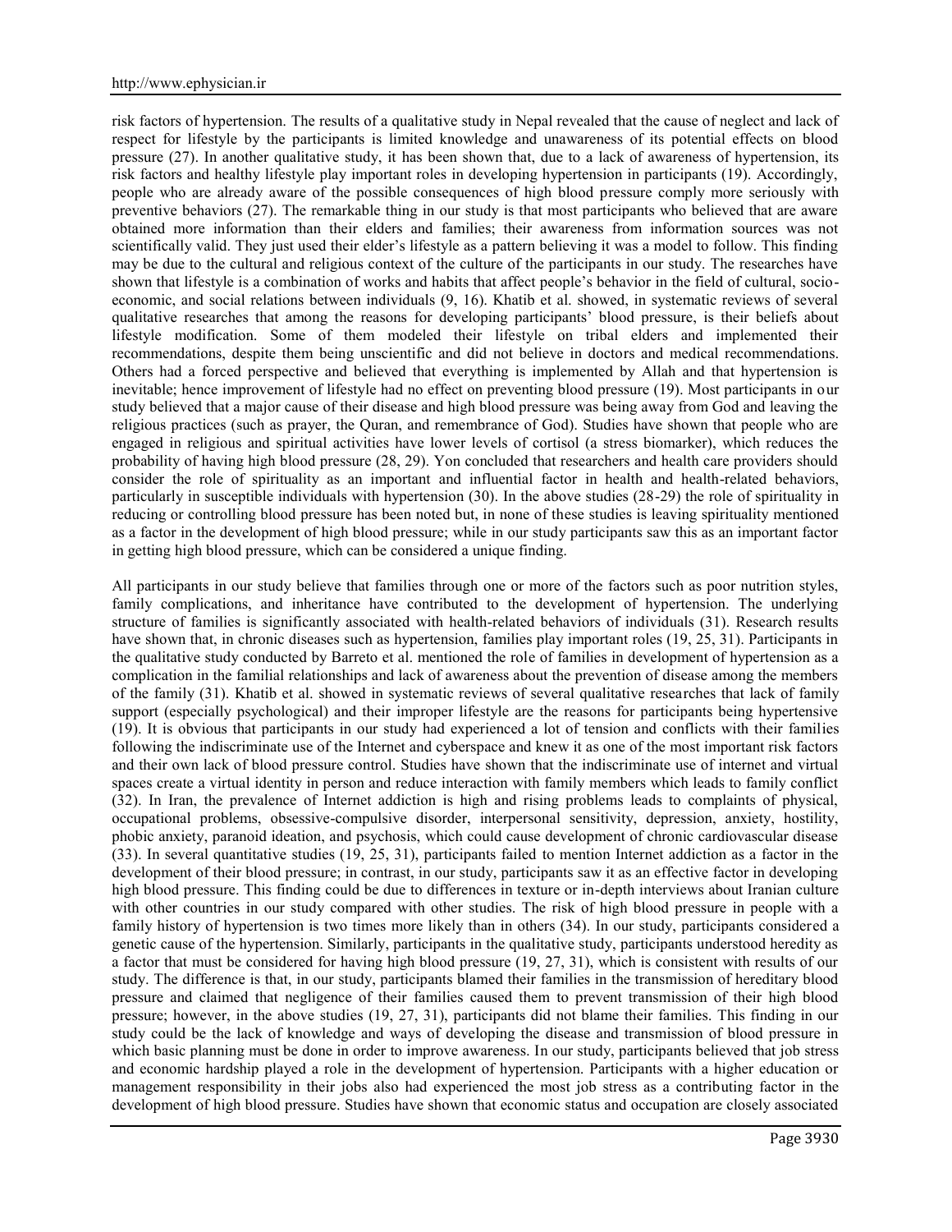risk factors of hypertension. The results of a qualitative study in Nepal revealed that the cause of neglect and lack of respect for lifestyle by the participants is limited knowledge and unawareness of its potential effects on blood pressure (27). In another qualitative study, it has been shown that, due to a lack of awareness of hypertension, its risk factors and healthy lifestyle play important roles in developing hypertension in participants (19). Accordingly, people who are already aware of the possible consequences of high blood pressure comply more seriously with preventive behaviors (27). The remarkable thing in our study is that most participants who believed that are aware obtained more information than their elders and families; their awareness from information sources was not scientifically valid. They just used their elder's lifestyle as a pattern believing it was a model to follow. This finding may be due to the cultural and religious context of the culture of the participants in our study. The researches have shown that lifestyle is a combination of works and habits that affect people's behavior in the field of cultural, socio-economic, and social relations between individuals (9, 16). Khatib et al. showed, in systematic reviews of several qualitative researches that among the reasons for developing participants' blood pressure, is their beliefs about lifestyle modification. Some of them modeled their lifestyle on tribal elders and implemented their recommendations, despite them being unscientific and did not believe in doctors and medical recommendations. Others had a forced perspective and believed that everything is implemented by Allah and that hypertension is inevitable; hence improvement of lifestyle had no effect on preventing blood pressure (19). Most participants in our study believed that a major cause of their disease and high blood pressure was being away from God and leaving the religious practices (such as prayer, the Quran, and remembrance of God). Studies have shown that people who are engaged in religious and spiritual activities have lower levels of cortisol (a stress biomarker), which reduces the probability of having high blood pressure (28, 29). Yon concluded that researchers and health care providers should consider the role of spirituality as an important and influential factor in health and health-related behaviors, particularly in susceptible individuals with hypertension (30). In the above studies (28-29) the role of spirituality in reducing or controlling blood pressure has been noted but, in none of these studies is leaving spirituality mentioned as a factor in the development of high blood pressure; while in our study participants saw this as an important factor in getting high blood pressure, which can be considered a unique finding.

All participants in our study believe that families through one or more of the factors such as poor nutrition styles, family complications, and inheritance have contributed to the development of hypertension. The underlying structure of families is significantly associated with health-related behaviors of individuals (31). Research results have shown that, in chronic diseases such as hypertension, families play important roles (19, 25, 31). Participants in the qualitative study conducted by Barreto et al. mentioned the role of families in development of hypertension as a complication in the familial relationships and lack of awareness about the prevention of disease among the members of the family (31). Khatib et al. showed in systematic reviews of several qualitative researches that lack of family support (especially psychological) and their improper lifestyle are the reasons for participants being hypertensive (19). It is obvious that participants in our study had experienced a lot of tension and conflicts with their families following the indiscriminate use of the Internet and cyberspace and knew it as one of the most important risk factors and their own lack of blood pressure control. Studies have shown that the indiscriminate use of internet and virtual spaces create a virtual identity in person and reduce interaction with family members which leads to family conflict (32). In Iran, the prevalence of Internet addiction is high and rising problems leads to complaints of physical, occupational problems, obsessive-compulsive disorder, interpersonal sensitivity, depression, anxiety, hostility, phobic anxiety, paranoid ideation, and psychosis, which could cause development of chronic cardiovascular disease (33). In several quantitative studies (19, 25, 31), participants failed to mention Internet addiction as a factor in the development of their blood pressure; in contrast, in our study, participants saw it as an effective factor in developing high blood pressure. This finding could be due to differences in texture or in-depth interviews about Iranian culture with other countries in our study compared with other studies. The risk of high blood pressure in people with a family history of hypertension is two times more likely than in others (34). In our study, participants considered a genetic cause of the hypertension. Similarly, participants in the qualitative study, participants understood heredity as a factor that must be considered for having high blood pressure (19, 27, 31), which is consistent with results of our study. The difference is that, in our study, participants blamed their families in the transmission of hereditary blood pressure and claimed that negligence of their families caused them to prevent transmission of their high blood pressure; however, in the above studies (19, 27, 31), participants did not blame their families. This finding in our study could be the lack of knowledge and ways of developing the disease and transmission of blood pressure in which basic planning must be done in order to improve awareness. In our study, participants believed that job stress and economic hardship played a role in the development of hypertension. Participants with a higher education or management responsibility in their jobs also had experienced the most job stress as a contributing factor in the development of high blood pressure. Studies have shown that economic status and occupation are closely associated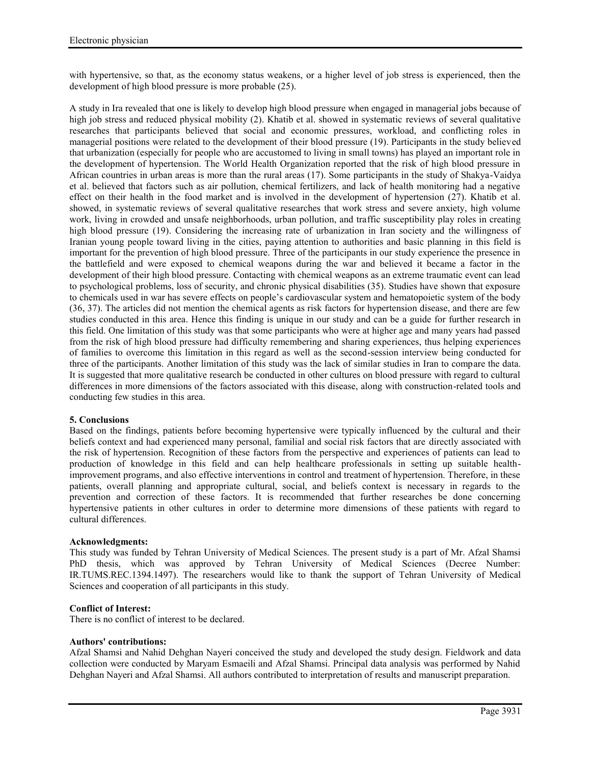with hypertensive, so that, as the economy status weakens, or a higher level of job stress is experienced, then the development of high blood pressure is more probable (25).

A study in Ira revealed that one is likely to develop high blood pressure when engaged in managerial jobs because of high job stress and reduced physical mobility (2). Khatib et al. showed in systematic reviews of several qualitative researches that participants believed that social and economic pressures, workload, and conflicting roles in managerial positions were related to the development of their blood pressure (19). Participants in the study believed that urbanization (especially for people who are accustomed to living in small towns) has played an important role in the development of hypertension. The World Health Organization reported that the risk of high blood pressure in African countries in urban areas is more than the rural areas (17). Some participants in the study of Shakya-Vaidya et al. believed that factors such as air pollution, chemical fertilizers, and lack of health monitoring had a negative effect on their health in the food market and is involved in the development of hypertension (27). Khatib et al. showed, in systematic reviews of several qualitative researches that work stress and severe anxiety, high volume work, living in crowded and unsafe neighborhoods, urban pollution, and traffic susceptibility play roles in creating high blood pressure (19). Considering the increasing rate of urbanization in Iran society and the willingness of Iranian young people toward living in the cities, paying attention to authorities and basic planning in this field is important for the prevention of high blood pressure. Three of the participants in our study experience the presence in the battlefield and were exposed to chemical weapons during the war and believed it became a factor in the development of their high blood pressure. Contacting with chemical weapons as an extreme traumatic event can lead to psychological problems, loss of security, and chronic physical disabilities (35). Studies have shown that exposure to chemicals used in war has severe effects on people's cardiovascular system and hematopoietic system of the body (36, 37). The articles did not mention the chemical agents as risk factors for hypertension disease, and there are few studies conducted in this area. Hence this finding is unique in our study and can be a guide for further research in this field. One limitation of this study was that some participants who were at higher age and many years had passed from the risk of high blood pressure had difficulty remembering and sharing experiences, thus helping experiences of families to overcome this limitation in this regard as well as the second-session interview being conducted for three of the participants. Another limitation of this study was the lack of similar studies in Iran to compare the data. It is suggested that more qualitative research be conducted in other cultures on blood pressure with regard to cultural differences in more dimensions of the factors associated with this disease, along with construction-related tools and conducting few studies in this area.

## 5. Conclusions

Based on the findings, patients before becoming hypertensive were typically influenced by the cultural and their beliefs context and had experienced many personal, familial and social risk factors that are directly associated with the risk of hypertension. Recognition of these factors from the perspective and experiences of patients can lead to production of knowledge in this field and can help healthcare professionals in setting up suitable health-improvement programs, and also effective interventions in control and treatment of hypertension. Therefore, in these patients, overall planning and appropriate cultural, social, and beliefs context is necessary in regards to the prevention and correction of these factors. It is recommended that further researches be done concerning hypertensive patients in other cultures in order to determine more dimensions of these patients with regard to cultural differences.

**Acknowledgments:**

This study was funded by Tehran University of Medical Sciences. The present study is a part of Mr. Afzal Shamsi PhD thesis, which was approved by Tehran University of Medical Sciences (Decree Number: IR.TUMS.REC.1394.1497). The researchers would like to thank the support of Tehran University of Medical Sciences and cooperation of all participants in this study.

**Conflict of Interest:**

There is no conflict of interest to be declared.

**Authors' contributions:**

Afzal Shamsi and Nahid Dehghan Nayeri conceived the study and developed the study design. Fieldwork and data collection were conducted by Maryam Esmaeili and Afzal Shamsi. Principal data analysis was performed by Nahid Dehghan Nayeri and Afzal Shamsi. All authors contributed to interpretation of results and manuscript preparation.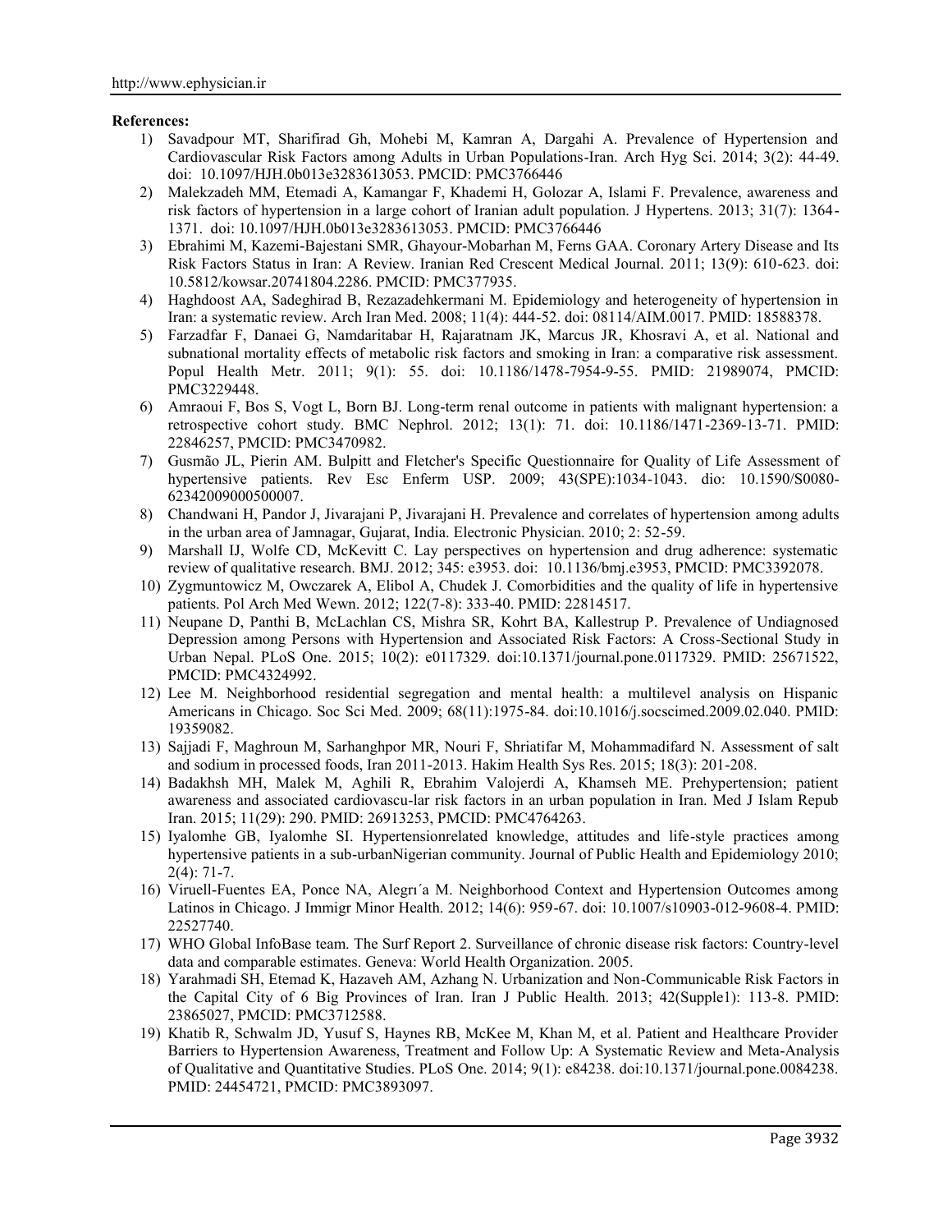**References:**

1) Savadpour MT, Sharifirad Gh, Mohebi M, Kamran A, Dargahi A. Prevalence of Hypertension and Cardiovascular Risk Factors among Adults in Urban Populations-Iran. Arch Hyg Sci. 2014; 3(2): 44-49. doi: 10.1097/HJH.0b013e3283613053. PMCID: PMC3766446
2) Malekzadeh MM, Etemadi A, Kamangar F, Khademi H, Golozar A, Islami F. Prevalence, awareness and risk factors of hypertension in a large cohort of Iranian adult population. J Hypertens. 2013; 31(7): 1364-1371. doi: 10.1097/HJH.0b013e3283613053. PMCID: PMC3766446
3) Ebrahimi M, Kazemi-Bajestani SMR, Ghayour-Mobarhan M, Ferns GAA. Coronary Artery Disease and Its Risk Factors Status in Iran: A Review. Iranian Red Crescent Medical Journal. 2011; 13(9): 610-623. doi: 10.5812/kowsar.20741804.2286. PMCID: PMC377935.
4) Haghdoost AA, Sadeghirad B, Rezazadehkermani M. Epidemiology and heterogeneity of hypertension in Iran: a systematic review. Arch Iran Med. 2008; 11(4): 444-52. doi: 08114/AIM.0017. PMID: 18588378.
5) Farzadfar F, Danaei G, Namdaritabar H, Rajaratnam JK, Marcus JR, Khosravi A, et al. National and subnational mortality effects of metabolic risk factors and smoking in Iran: a comparative risk assessment. Popul Health Metr. 2011; 9(1): 55. doi: 10.1186/1478-7954-9-55. PMID: 21989074, PMCID: PMC3229448.
6) Amraoui F, Bos S, Vogt L, Born BJ. Long-term renal outcome in patients with malignant hypertension: a retrospective cohort study. BMC Nephrol. 2012; 13(1): 71. doi: 10.1186/1471-2369-13-71. PMID: 22846257, PMCID: PMC3470982.
7) Gusmão JL, Pierin AM. Bulpitt and Fletcher's Specific Questionnaire for Quality of Life Assessment of hypertensive patients. Rev Esc Enferm USP. 2009; 43(SPE):1034-1043. dio: 10.1590/S0080-62342009000500007.
8) Chandwani H, Pandor J, Jivarajani P, Jivarajani H. Prevalence and correlates of hypertension among adults in the urban area of Jamnagar, Gujarat, India. Electronic Physician. 2010; 2: 52-59.
9) Marshall IJ, Wolfe CD, McKevitt C. Lay perspectives on hypertension and drug adherence: systematic review of qualitative research. BMJ. 2012; 345: e3953. doi: 10.1136/bmj.e3953, PMCID: PMC3392078.
10) Zygmuntowicz M, Owczarek A, Elibol A, Chudek J. Comorbidities and the quality of life in hypertensive patients. Pol Arch Med Wewn. 2012; 122(7-8): 333-40. PMID: 22814517.
11) Neupane D, Panthi B, McLachlan CS, Mishra SR, Kohrt BA, Kallestrup P. Prevalence of Undiagnosed Depression among Persons with Hypertension and Associated Risk Factors: A Cross-Sectional Study in Urban Nepal. PLoS One. 2015; 10(2): e0117329. doi:10.1371/journal.pone.0117329. PMID: 25671522, PMCID: PMC4324992.
12) Lee M. Neighborhood residential segregation and mental health: a multilevel analysis on Hispanic Americans in Chicago. Soc Sci Med. 2009; 68(11):1975-84. doi:10.1016/j.socscimed.2009.02.040. PMID: 19359082.
13) Sajjadi F, Maghroun M, Sarhanghpor MR, Nouri F, Shriatifar M, Mohammadifard N. Assessment of salt and sodium in processed foods, Iran 2011-2013. Hakim Health Sys Res. 2015; 18(3): 201-208.
14) Badakhsh MH, Malek M, Aghili R, Ebrahim Valojerdi A, Khamseh ME. Prehypertension; patient awareness and associated cardiovascu-lar risk factors in an urban population in Iran. Med J Islam Repub Iran. 2015; 11(29): 290. PMID: 26913253, PMCID: PMC4764263.
15) Iyalomhe GB, Iyalomhe SI. Hypertensionrelated knowledge, attitudes and life-style practices among hypertensive patients in a sub-urbanNigerian community. Journal of Public Health and Epidemiology 2010; 2(4): 71-7.
16) Viruell-Fuentes EA, Ponce NA, Alegrı´a M. Neighborhood Context and Hypertension Outcomes among Latinos in Chicago. J Immigr Minor Health. 2012; 14(6): 959-67. doi: 10.1007/s10903-012-9608-4. PMID: 22527740.
17) WHO Global InfoBase team. The Surf Report 2. Surveillance of chronic disease risk factors: Country-level data and comparable estimates. Geneva: World Health Organization. 2005.
18) Yarahmadi SH, Etemad K, Hazaveh AM, Azhang N. Urbanization and Non-Communicable Risk Factors in the Capital City of 6 Big Provinces of Iran. Iran J Public Health. 2013; 42(Supple1): 113-8. PMID: 23865027, PMCID: PMC3712588.
19) Khatib R, Schwalm JD, Yusuf S, Haynes RB, McKee M, Khan M, et al. Patient and Healthcare Provider Barriers to Hypertension Awareness, Treatment and Follow Up: A Systematic Review and Meta-Analysis of Qualitative and Quantitative Studies. PLoS One. 2014; 9(1): e84238. doi:10.1371/journal.pone.0084238. PMID: 24454721, PMCID: PMC3893097.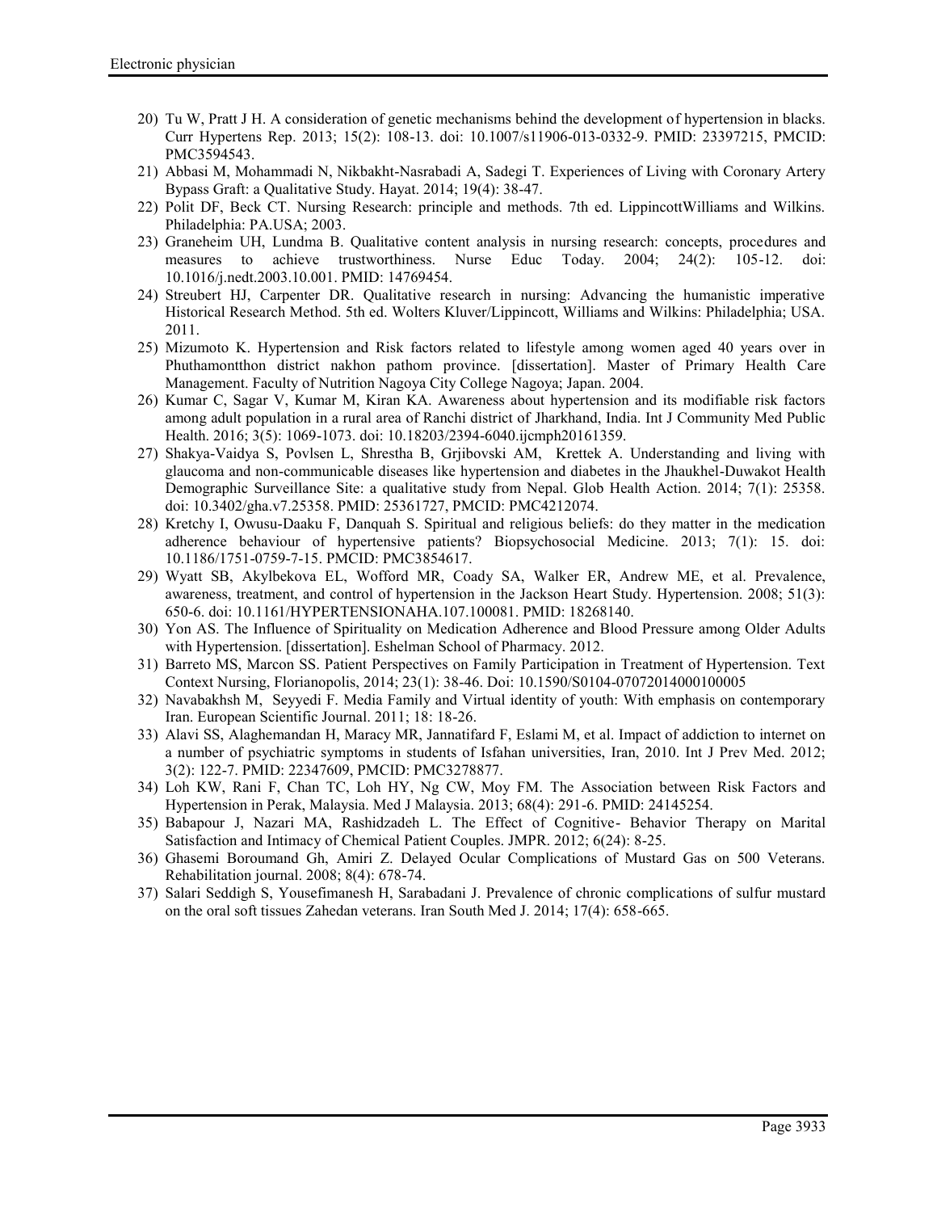20) Tu W, Pratt J H. A consideration of genetic mechanisms behind the development of hypertension in blacks. Curr Hypertens Rep. 2013; 15(2): 108-13. doi: 10.1007/s11906-013-0332-9. PMID: 23397215, PMCID: PMC3594543.
21) Abbasi M, Mohammadi N, Nikbakht-Nasrabadi A, Sadegi T. Experiences of Living with Coronary Artery Bypass Graft: a Qualitative Study. Hayat. 2014; 19(4): 38-47.
22) Polit DF, Beck CT. Nursing Research: principle and methods. 7th ed. LippincottWilliams and Wilkins. Philadelphia: PA.USA; 2003.
23) Graneheim UH, Lundma B. Qualitative content analysis in nursing research: concepts, procedures and measures to achieve trustworthiness. Nurse Educ Today. 2004; 24(2): 105-12. doi: 10.1016/j.nedt.2003.10.001. PMID: 14769454.
24) Streubert HJ, Carpenter DR. Qualitative research in nursing: Advancing the humanistic imperative Historical Research Method. 5th ed. Wolters Kluver/Lippincott, Williams and Wilkins: Philadelphia; USA. 2011.
25) Mizumoto K. Hypertension and Risk factors related to lifestyle among women aged 40 years over in Phuthamontthon district nakhon pathom province. [dissertation]. Master of Primary Health Care Management. Faculty of Nutrition Nagoya City College Nagoya; Japan. 2004.
26) Kumar C, Sagar V, Kumar M, Kiran KA. Awareness about hypertension and its modifiable risk factors among adult population in a rural area of Ranchi district of Jharkhand, India. Int J Community Med Public Health. 2016; 3(5): 1069-1073. doi: 10.18203/2394-6040.ijcmph20161359.
27) Shakya-Vaidya S, Povlsen L, Shrestha B, Grjibovski AM, Krettek A. Understanding and living with glaucoma and non-communicable diseases like hypertension and diabetes in the Jhaukhel-Duwakot Health Demographic Surveillance Site: a qualitative study from Nepal. Glob Health Action. 2014; 7(1): 25358. doi: 10.3402/gha.v7.25358. PMID: 25361727, PMCID: PMC4212074.
28) Kretchy I, Owusu-Daaku F, Danquah S. Spiritual and religious beliefs: do they matter in the medication adherence behaviour of hypertensive patients? Biopsychosocial Medicine. 2013; 7(1): 15. doi: 10.1186/1751-0759-7-15. PMCID: PMC3854617.
29) Wyatt SB, Akylbekova EL, Wofford MR, Coady SA, Walker ER, Andrew ME, et al. Prevalence, awareness, treatment, and control of hypertension in the Jackson Heart Study. Hypertension. 2008; 51(3): 650-6. doi: 10.1161/HYPERTENSIONAHA.107.100081. PMID: 18268140.
30) Yon AS. The Influence of Spirituality on Medication Adherence and Blood Pressure among Older Adults with Hypertension. [dissertation]. Eshelman School of Pharmacy. 2012.
31) Barreto MS, Marcon SS. Patient Perspectives on Family Participation in Treatment of Hypertension. Text Context Nursing, Florianopolis, 2014; 23(1): 38-46. Doi: 10.1590/S0104-07072014000100005
32) Navabakhsh M, Seyyedi F. Media Family and Virtual identity of youth: With emphasis on contemporary Iran. European Scientific Journal. 2011; 18: 18-26.
33) Alavi SS, Alaghemandan H, Maracy MR, Jannatifard F, Eslami M, et al. Impact of addiction to internet on a number of psychiatric symptoms in students of Isfahan universities, Iran, 2010. Int J Prev Med. 2012; 3(2): 122-7. PMID: 22347609, PMCID: PMC3278877.
34) Loh KW, Rani F, Chan TC, Loh HY, Ng CW, Moy FM. The Association between Risk Factors and Hypertension in Perak, Malaysia. Med J Malaysia. 2013; 68(4): 291-6. PMID: 24145254.
35) Babapour J, Nazari MA, Rashidzadeh L. The Effect of Cognitive- Behavior Therapy on Marital Satisfaction and Intimacy of Chemical Patient Couples. JMPR. 2012; 6(24): 8-25.
36) Ghasemi Boroumand Gh, Amiri Z. Delayed Ocular Complications of Mustard Gas on 500 Veterans. Rehabilitation journal. 2008; 8(4): 678-74.
37) Salari Seddigh S, Yousefimanesh H, Sarabadani J. Prevalence of chronic complications of sulfur mustard on the oral soft tissues Zahedan veterans. Iran South Med J. 2014; 17(4): 658-665.